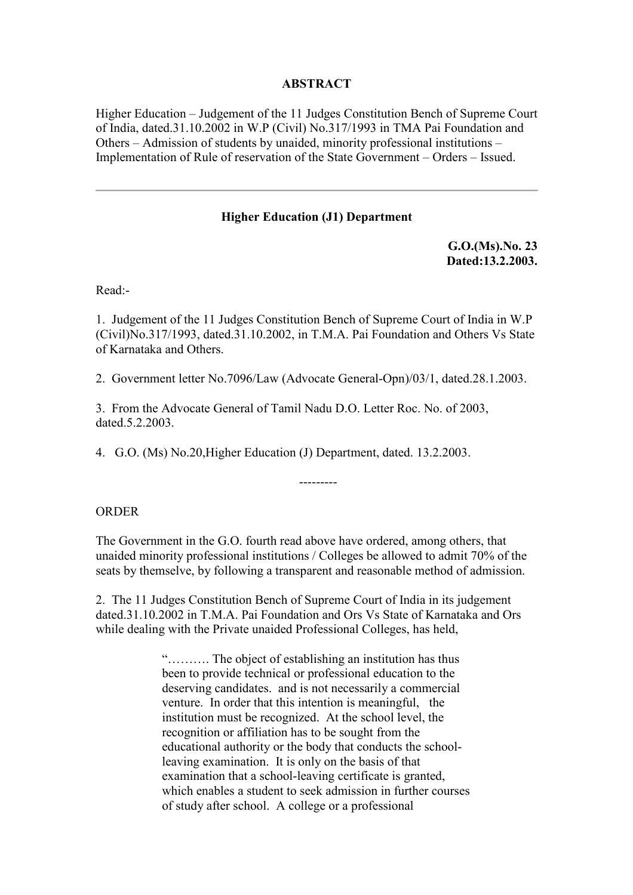**ABSTRACT**

Higher Education – Judgement of the 11 Judges Constitution Bench of Supreme Court of India, dated.31.10.2002 in W.P (Civil) No.317/1993 in TMA Pai Foundation and Others – Admission of students by unaided, minority professional institutions – Implementation of Rule of reservation of the State Government – Orders – Issued.

---

**Higher Education (J1) Department**

**G.O.(Ms).No. 23**
**Dated:13.2.2003.**

Read:-

1. Judgement of the 11 Judges Constitution Bench of Supreme Court of India in W.P (Civil)No.317/1993, dated.31.10.2002, in T.M.A. Pai Foundation and Others Vs State of Karnataka and Others.

2. Government letter No.7096/Law (Advocate General-Opn)/03/1, dated.28.1.2003.

3. From the Advocate General of Tamil Nadu D.O. Letter Roc. No. of 2003, dated.5.2.2003.

4. G.O. (Ms) No.20,Higher Education (J) Department, dated. 13.2.2003.

---------

ORDER

The Government in the G.O. fourth read above have ordered, among others, that unaided minority professional institutions / Colleges be allowed to admit 70% of the seats by themselve, by following a transparent and reasonable method of admission.

2. The 11 Judges Constitution Bench of Supreme Court of India in its judgement dated.31.10.2002 in T.M.A. Pai Foundation and Ors Vs State of Karnataka and Ors while dealing with the Private unaided Professional Colleges, has held,

> "………. The object of establishing an institution has thus been to provide technical or professional education to the deserving candidates. and is not necessarily a commercial venture. In order that this intention is meaningful, the institution must be recognized. At the school level, the recognition or affiliation has to be sought from the educational authority or the body that conducts the school-leaving examination. It is only on the basis of that examination that a school-leaving certificate is granted, which enables a student to seek admission in further courses of study after school. A college or a professional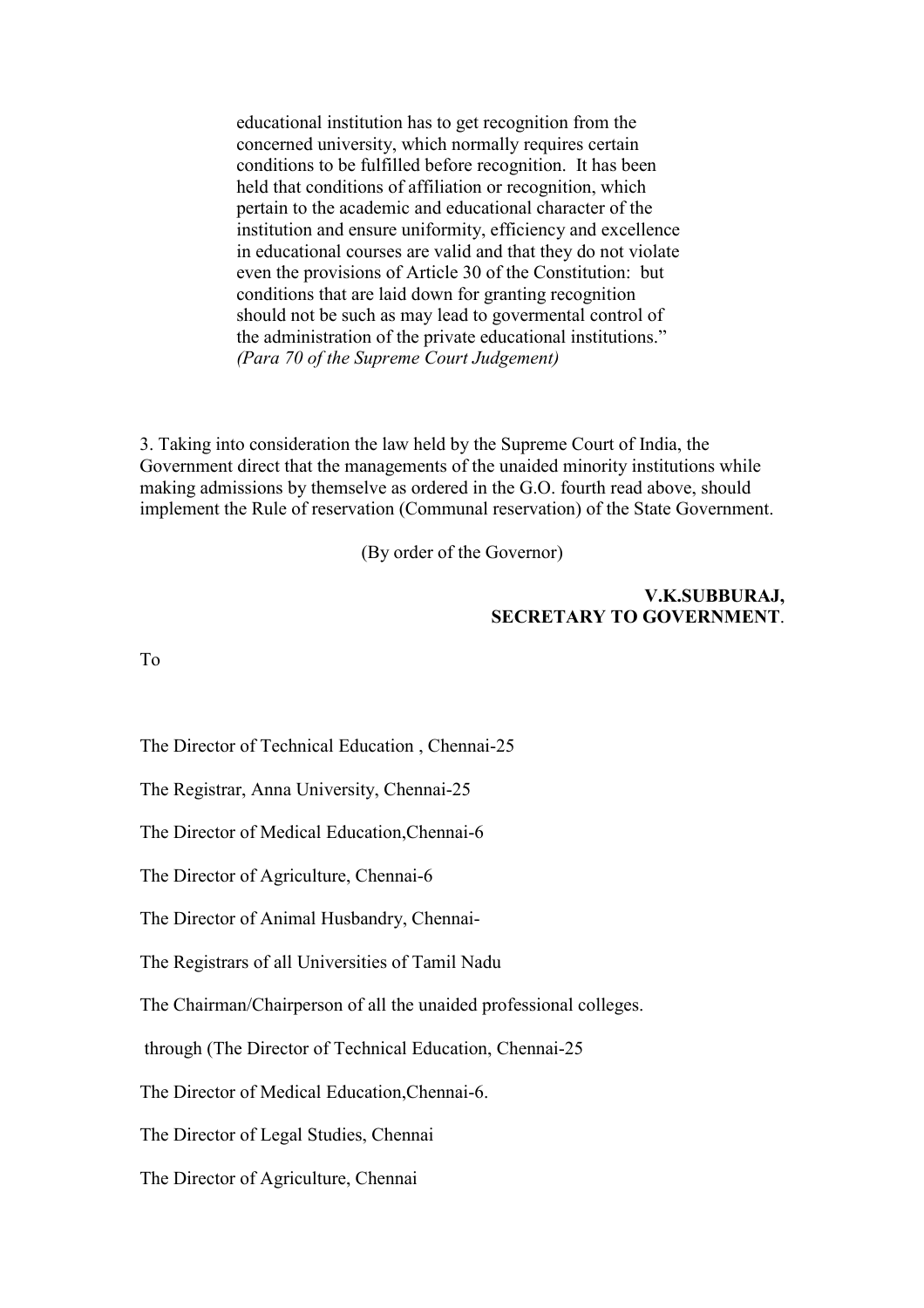> educational institution has to get recognition from the concerned university, which normally requires certain conditions to be fulfilled before recognition. It has been held that conditions of affiliation or recognition, which pertain to the academic and educational character of the institution and ensure uniformity, efficiency and excellence in educational courses are valid and that they do not violate even the provisions of Article 30 of the Constitution: but conditions that are laid down for granting recognition should not be such as may lead to govermental control of the administration of the private educational institutions."
> *(Para 70 of the Supreme Court Judgement)*

3. Taking into consideration the law held by the Supreme Court of India, the Government direct that the managements of the unaided minority institutions while making admissions by themselve as ordered in the G.O. fourth read above, should implement the Rule of reservation (Communal reservation) of the State Government.

(By order of the Governor)

**V.K.SUBBURAJ,**
**SECRETARY TO GOVERNMENT**.

To

The Director of Technical Education , Chennai-25

The Registrar, Anna University, Chennai-25

The Director of Medical Education,Chennai-6

The Director of Agriculture, Chennai-6

The Director of Animal Husbandry, Chennai-

The Registrars of all Universities of Tamil Nadu

The Chairman/Chairperson of all the unaided professional colleges.

through (The Director of Technical Education, Chennai-25

The Director of Medical Education,Chennai-6.

The Director of Legal Studies, Chennai

The Director of Agriculture, Chennai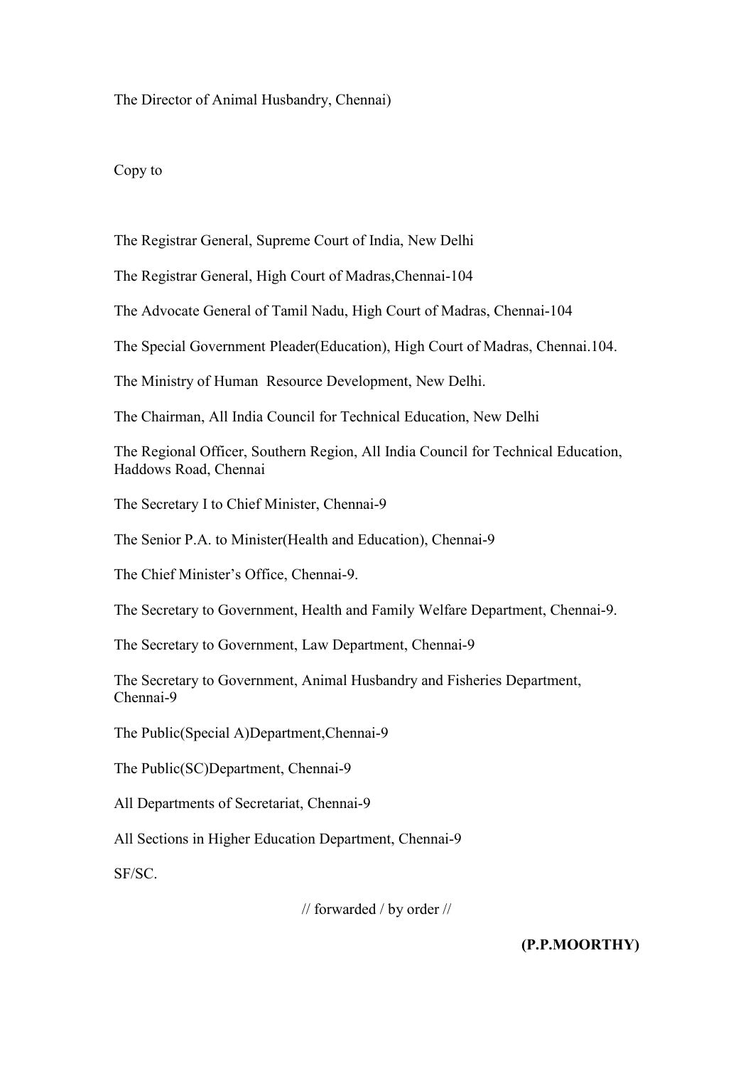The Director of Animal Husbandry, Chennai)

Copy to

The Registrar General, Supreme Court of India, New Delhi

The Registrar General, High Court of Madras,Chennai-104

The Advocate General of Tamil Nadu, High Court of Madras, Chennai-104

The Special Government Pleader(Education), High Court of Madras, Chennai.104.

The Ministry of Human Resource Development, New Delhi.

The Chairman, All India Council for Technical Education, New Delhi

The Regional Officer, Southern Region, All India Council for Technical Education, Haddows Road, Chennai

The Secretary I to Chief Minister, Chennai-9

The Senior P.A. to Minister(Health and Education), Chennai-9

The Chief Minister's Office, Chennai-9.

The Secretary to Government, Health and Family Welfare Department, Chennai-9.

The Secretary to Government, Law Department, Chennai-9

The Secretary to Government, Animal Husbandry and Fisheries Department, Chennai-9

The Public(Special A)Department,Chennai-9

The Public(SC)Department, Chennai-9

All Departments of Secretariat, Chennai-9

All Sections in Higher Education Department, Chennai-9

SF/SC.

// forwarded / by order //

**(P.P.MOORTHY)**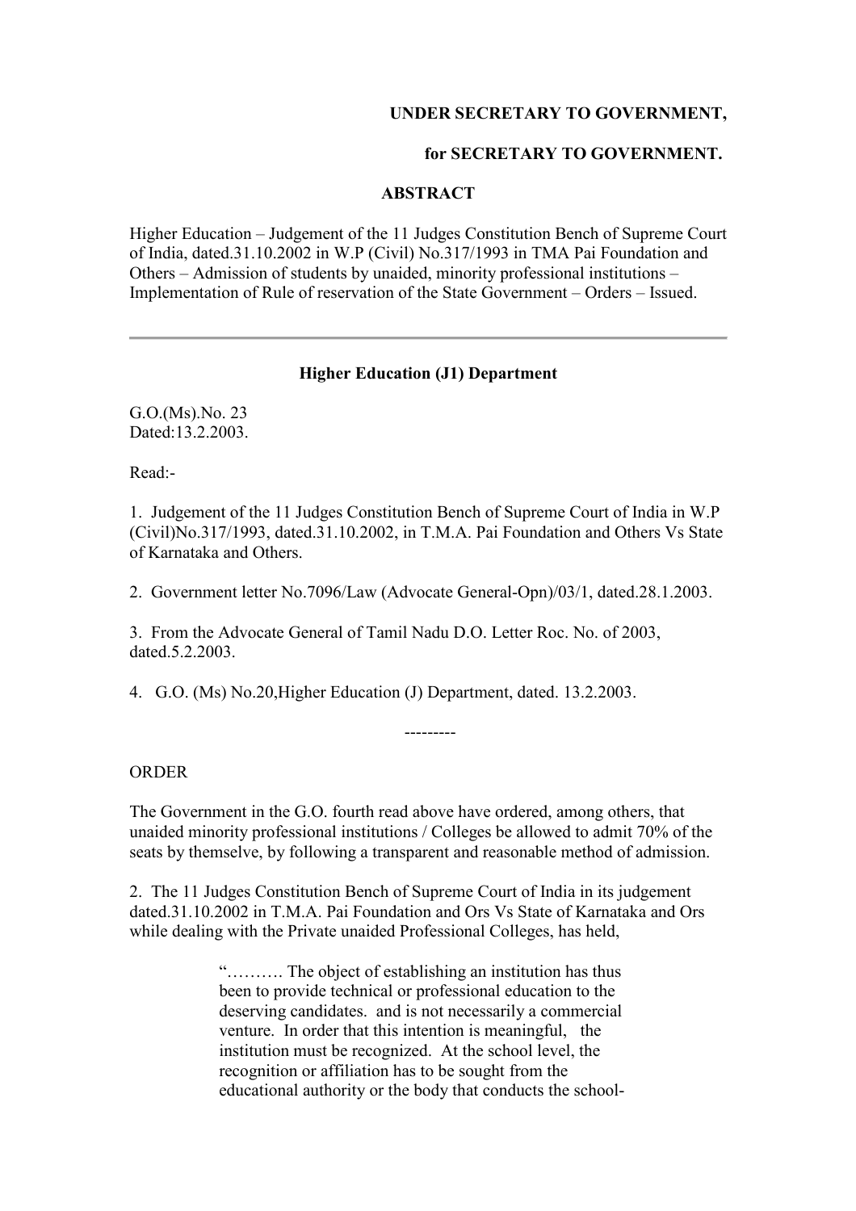**UNDER SECRETARY TO GOVERNMENT,**

**for SECRETARY TO GOVERNMENT.**

**ABSTRACT**

Higher Education – Judgement of the 11 Judges Constitution Bench of Supreme Court of India, dated.31.10.2002 in W.P (Civil) No.317/1993 in TMA Pai Foundation and Others – Admission of students by unaided, minority professional institutions – Implementation of Rule of reservation of the State Government – Orders – Issued.

---

**Higher Education (J1) Department**

G.O.(Ms).No. 23
Dated:13.2.2003.

Read:-

1. Judgement of the 11 Judges Constitution Bench of Supreme Court of India in W.P (Civil)No.317/1993, dated.31.10.2002, in T.M.A. Pai Foundation and Others Vs State of Karnataka and Others.

2. Government letter No.7096/Law (Advocate General-Opn)/03/1, dated.28.1.2003.

3. From the Advocate General of Tamil Nadu D.O. Letter Roc. No. of 2003, dated.5.2.2003.

4. G.O. (Ms) No.20,Higher Education (J) Department, dated. 13.2.2003.

---------

ORDER

The Government in the G.O. fourth read above have ordered, among others, that unaided minority professional institutions / Colleges be allowed to admit 70% of the seats by themselve, by following a transparent and reasonable method of admission.

2. The 11 Judges Constitution Bench of Supreme Court of India in its judgement dated.31.10.2002 in T.M.A. Pai Foundation and Ors Vs State of Karnataka and Ors while dealing with the Private unaided Professional Colleges, has held,

> "………. The object of establishing an institution has thus been to provide technical or professional education to the deserving candidates. and is not necessarily a commercial venture. In order that this intention is meaningful, the institution must be recognized. At the school level, the recognition or affiliation has to be sought from the educational authority or the body that conducts the school-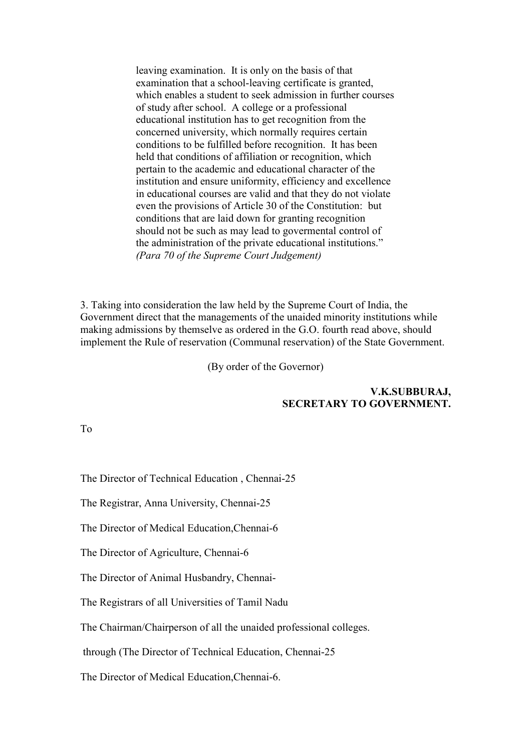> leaving examination. It is only on the basis of that examination that a school-leaving certificate is granted, which enables a student to seek admission in further courses of study after school. A college or a professional educational institution has to get recognition from the concerned university, which normally requires certain conditions to be fulfilled before recognition. It has been held that conditions of affiliation or recognition, which pertain to the academic and educational character of the institution and ensure uniformity, efficiency and excellence in educational courses are valid and that they do not violate even the provisions of Article 30 of the Constitution: but conditions that are laid down for granting recognition should not be such as may lead to govermental control of the administration of the private educational institutions."
> *(Para 70 of the Supreme Court Judgement)*

3. Taking into consideration the law held by the Supreme Court of India, the Government direct that the managements of the unaided minority institutions while making admissions by themselve as ordered in the G.O. fourth read above, should implement the Rule of reservation (Communal reservation) of the State Government.

(By order of the Governor)

**V.K.SUBBURAJ,**
**SECRETARY TO GOVERNMENT.**

To

The Director of Technical Education , Chennai-25

The Registrar, Anna University, Chennai-25

The Director of Medical Education,Chennai-6

The Director of Agriculture, Chennai-6

The Director of Animal Husbandry, Chennai-

The Registrars of all Universities of Tamil Nadu

The Chairman/Chairperson of all the unaided professional colleges.

through (The Director of Technical Education, Chennai-25

The Director of Medical Education,Chennai-6.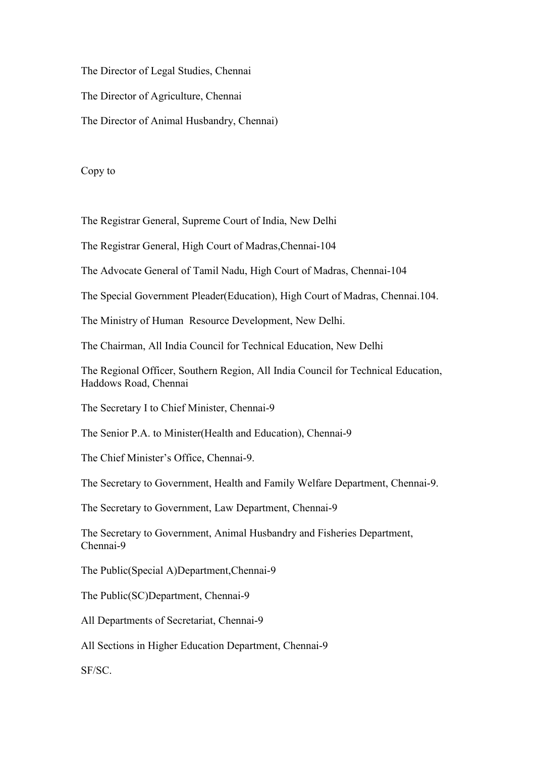The Director of Legal Studies, Chennai

The Director of Agriculture, Chennai

The Director of Animal Husbandry, Chennai)

Copy to

The Registrar General, Supreme Court of India, New Delhi

The Registrar General, High Court of Madras,Chennai-104

The Advocate General of Tamil Nadu, High Court of Madras, Chennai-104

The Special Government Pleader(Education), High Court of Madras, Chennai.104.

The Ministry of Human  Resource Development, New Delhi.

The Chairman, All India Council for Technical Education, New Delhi

The Regional Officer, Southern Region, All India Council for Technical Education, Haddows Road, Chennai

The Secretary I to Chief Minister, Chennai-9

The Senior P.A. to Minister(Health and Education), Chennai-9

The Chief Minister's Office, Chennai-9.

The Secretary to Government, Health and Family Welfare Department, Chennai-9.

The Secretary to Government, Law Department, Chennai-9

The Secretary to Government, Animal Husbandry and Fisheries Department, Chennai-9

The Public(Special A)Department,Chennai-9

The Public(SC)Department, Chennai-9

All Departments of Secretariat, Chennai-9

All Sections in Higher Education Department, Chennai-9

SF/SC.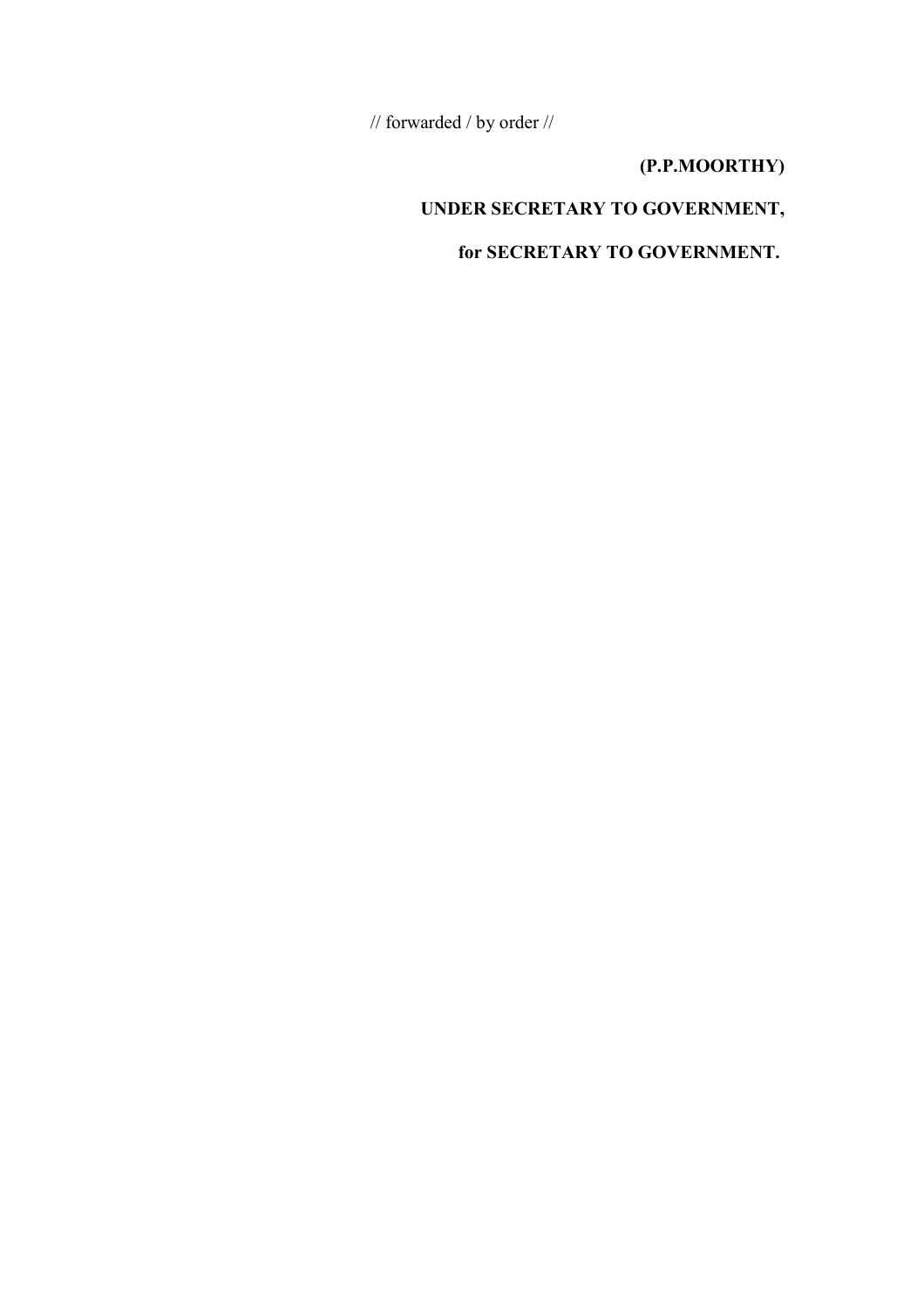// forwarded / by order //

**(P.P.MOORTHY)**

**UNDER SECRETARY TO GOVERNMENT,**

**for SECRETARY TO GOVERNMENT.**